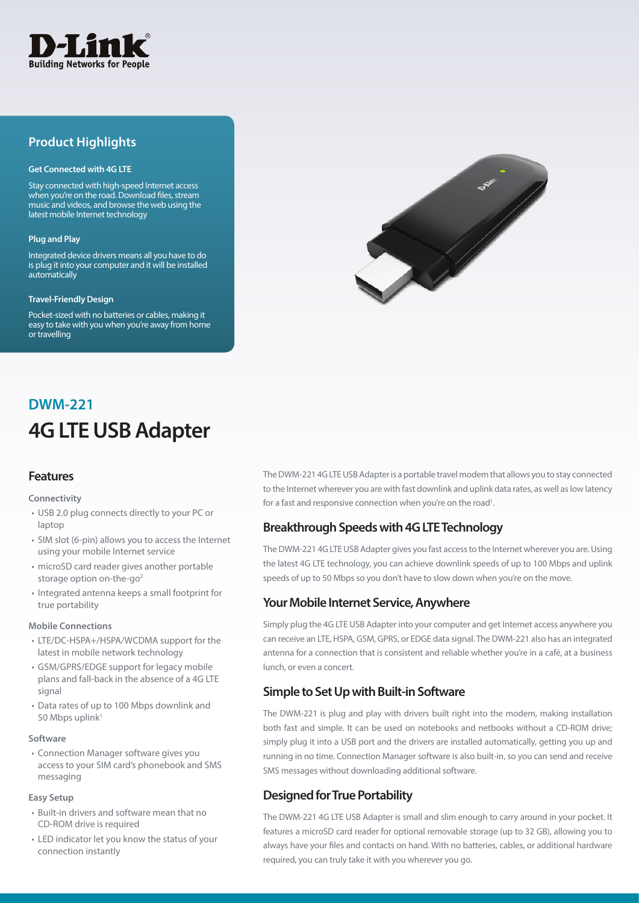D-Link
Building Networks for People

## Product Highlights

**Get Connected with 4G LTE**

Stay connected with high-speed Internet access when you're on the road. Download files, stream music and videos, and browse the web using the latest mobile Internet technology

**Plug and Play**

Integrated device drivers means all you have to do is plug it into your computer and it will be installed automatically

**Travel-Friendly Design**

Pocket-sized with no batteries or cables, making it easy to take with you when you're away from home or travelling

## DWM-221

# 4G LTE USB Adapter

## Features

**Connectivity**

- USB 2.0 plug connects directly to your PC or laptop
- SIM slot (6-pin) allows you to access the Internet using your mobile Internet service
- microSD card reader gives another portable storage option on-the-go[2]
- Integrated antenna keeps a small footprint for true portability

**Mobile Connections**

- LTE/DC-HSPA+/HSPA/WCDMA support for the latest in mobile network technology
- GSM/GPRS/EDGE support for legacy mobile plans and fall-back in the absence of a 4G LTE signal
- Data rates of up to 100 Mbps downlink and 50 Mbps uplink[1]

**Software**

- Connection Manager software gives you access to your SIM card's phonebook and SMS messaging

**Easy Setup**

- Built-in drivers and software mean that no CD-ROM drive is required
- LED indicator let you know the status of your connection instantly

The DWM-221 4G LTE USB Adapter is a portable travel modem that allows you to stay connected to the Internet wherever you are with fast downlink and uplink data rates, as well as low latency for a fast and responsive connection when you're on the road[1].

## Breakthrough Speeds with 4G LTE Technology

The DWM-221 4G LTE USB Adapter gives you fast access to the Internet wherever you are. Using the latest 4G LTE technology, you can achieve downlink speeds of up to 100 Mbps and uplink speeds of up to 50 Mbps so you don't have to slow down when you're on the move.

## Your Mobile Internet Service, Anywhere

Simply plug the 4G LTE USB Adapter into your computer and get Internet access anywhere you can receive an LTE, HSPA, GSM, GPRS, or EDGE data signal. The DWM-221 also has an integrated antenna for a connection that is consistent and reliable whether you're in a café, at a business lunch, or even a concert.

## Simple to Set Up with Built-in Software

The DWM-221 is plug and play with drivers built right into the modem, making installation both fast and simple. It can be used on notebooks and netbooks without a CD-ROM drive; simply plug it into a USB port and the drivers are installed automatically, getting you up and running in no time. Connection Manager software is also built-in, so you can send and receive SMS messages without downloading additional software.

## Designed for True Portability

The DWM-221 4G LTE USB Adapter is small and slim enough to carry around in your pocket. It features a microSD card reader for optional removable storage (up to 32 GB), allowing you to always have your files and contacts on hand. With no batteries, cables, or additional hardware required, you can truly take it with you wherever you go.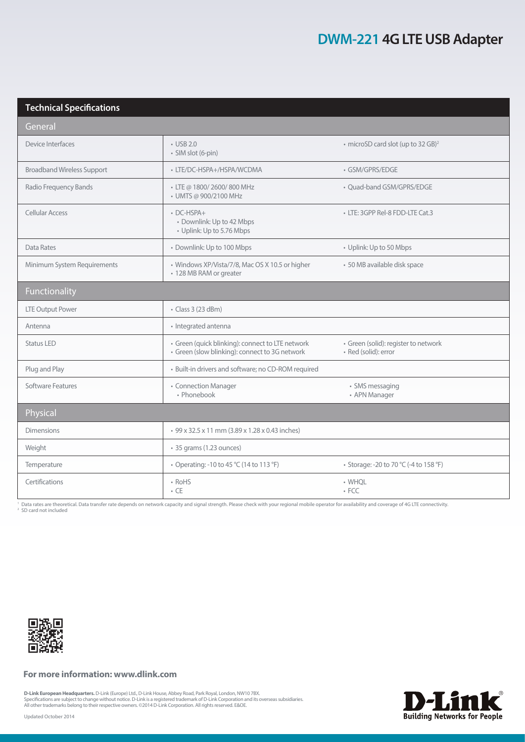# DWM-221 4G LTE USB Adapter

## Technical Specifications

| | | |
|---|---|---|
| **General** | | |
| Device Interfaces | • USB 2.0<br>• SIM slot (6-pin) | • microSD card slot (up to 32 GB)[2] |
| Broadband Wireless Support | • LTE/DC-HSPA+/HSPA/WCDMA | • GSM/GPRS/EDGE |
| Radio Frequency Bands | • LTE @ 1800/ 2600/ 800 MHz<br>• UMTS @ 900/2100 MHz | • Quad-band GSM/GPRS/EDGE |
| Cellular Access | • DC-HSPA+<br>• Downlink: Up to 42 Mbps<br>• Uplink: Up to 5.76 Mbps | • LTE: 3GPP Rel-8 FDD-LTE Cat.3 |
| Data Rates | • Downlink: Up to 100 Mbps | • Uplink: Up to 50 Mbps |
| Minimum System Requirements | • Windows XP/Vista/7/8, Mac OS X 10.5 or higher<br>• 128 MB RAM or greater | • 50 MB available disk space |
| **Functionality** | | |
| LTE Output Power | • Class 3 (23 dBm) | |
| Antenna | • Integrated antenna | |
| Status LED | • Green (quick blinking): connect to LTE network<br>• Green (slow blinking): connect to 3G network | • Green (solid): register to network<br>• Red (solid): error |
| Plug and Play | • Built-in drivers and software; no CD-ROM required | |
| Software Features | • Connection Manager<br>• Phonebook | • SMS messaging<br>• APN Manager |
| **Physical** | | |
| Dimensions | • 99 x 32.5 x 11 mm (3.89 x 1.28 x 0.43 inches) | |
| Weight | • 35 grams (1.23 ounces) | |
| Temperature | • Operating: -10 to 45 °C (14 to 113 °F) | • Storage: -20 to 70 °C (-4 to 158 °F) |
| Certifications | • RoHS<br>• CE | • WHQL<br>• FCC |

[1] Data rates are theoretical. Data transfer rate depends on network capacity and signal strength. Please check with your regional mobile operator for availability and coverage of 4G LTE connectivity.
[2] SD card not included

**For more information: www.dlink.com**

**D-Link European Headquarters.** D-Link (Europe) Ltd., D-Link House, Abbey Road, Park Royal, London, NW10 7BX.
Specifications are subject to change without notice. D-Link is a registered trademark of D-Link Corporation and its overseas subsidiaries.
All other trademarks belong to their respective owners. ©2014 D-Link Corporation. All rights reserved. E&OE.

D-Link®
Building Networks for People

Updated October 2014